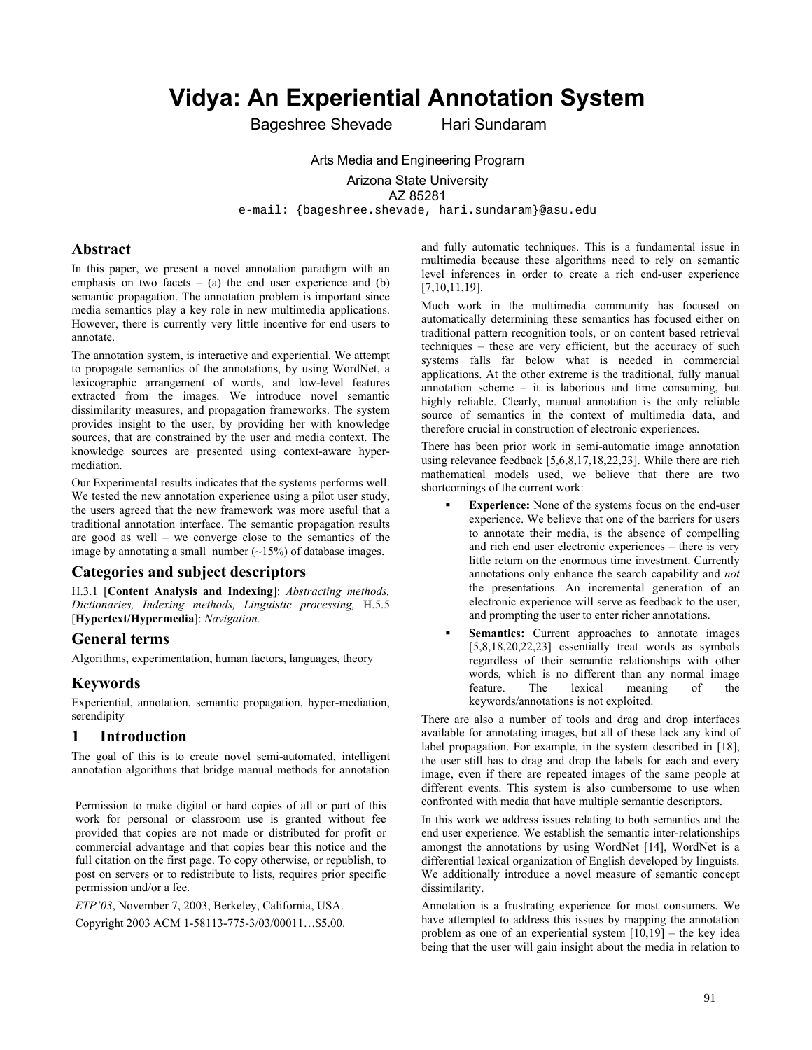# Vidya: An Experiential Annotation System

Bageshree Shevade  Hari Sundaram

Arts Media and Engineering Program
Arizona State University
AZ 85281
e-mail: {bageshree.shevade, hari.sundaram}@asu.edu

## Abstract

In this paper, we present a novel annotation paradigm with an emphasis on two facets – (a) the end user experience and (b) semantic propagation. The annotation problem is important since media semantics play a key role in new multimedia applications. However, there is currently very little incentive for end users to annotate.

The annotation system, is interactive and experiential. We attempt to propagate semantics of the annotations, by using WordNet, a lexicographic arrangement of words, and low-level features extracted from the images. We introduce novel semantic dissimilarity measures, and propagation frameworks. The system provides insight to the user, by providing her with knowledge sources, that are constrained by the user and media context. The knowledge sources are presented using context-aware hyper-mediation.

Our Experimental results indicates that the systems performs well. We tested the new annotation experience using a pilot user study, the users agreed that the new framework was more useful that a traditional annotation interface. The semantic propagation results are good as well – we converge close to the semantics of the image by annotating a small number (~15%) of database images.

## Categories and subject descriptors

H.3.1 [**Content Analysis and Indexing**]: *Abstracting methods, Dictionaries, Indexing methods, Linguistic processing,* H.5.5 [**Hypertext/Hypermedia**]: *Navigation.*

## General terms

Algorithms, experimentation, human factors, languages, theory

## Keywords

Experiential, annotation, semantic propagation, hyper-mediation, serendipity

## 1 Introduction

The goal of this is to create novel semi-automated, intelligent annotation algorithms that bridge manual methods for annotation and fully automatic techniques. This is a fundamental issue in multimedia because these algorithms need to rely on semantic level inferences in order to create a rich end-user experience [7,10,11,19].

Much work in the multimedia community has focused on automatically determining these semantics has focused either on traditional pattern recognition tools, or on content based retrieval techniques – these are very efficient, but the accuracy of such systems falls far below what is needed in commercial applications. At the other extreme is the traditional, fully manual annotation scheme – it is laborious and time consuming, but highly reliable. Clearly, manual annotation is the only reliable source of semantics in the context of multimedia data, and therefore crucial in construction of electronic experiences.

There has been prior work in semi-automatic image annotation using relevance feedback [5,6,8,17,18,22,23]. While there are rich mathematical models used, we believe that there are two shortcomings of the current work:

- **Experience:** None of the systems focus on the end-user experience. We believe that one of the barriers for users to annotate their media, is the absence of compelling and rich end user electronic experiences – there is very little return on the enormous time investment. Currently annotations only enhance the search capability and *not* the presentations. An incremental generation of an electronic experience will serve as feedback to the user, and prompting the user to enter richer annotations.
- **Semantics:** Current approaches to annotate images [5,8,18,20,22,23] essentially treat words as symbols regardless of their semantic relationships with other words, which is no different than any normal image feature. The lexical meaning of the keywords/annotations is not exploited.

There are also a number of tools and drag and drop interfaces available for annotating images, but all of these lack any kind of label propagation. For example, in the system described in [18], the user still has to drag and drop the labels for each and every image, even if there are repeated images of the same people at different events. This system is also cumbersome to use when confronted with media that have multiple semantic descriptors.

In this work we address issues relating to both semantics and the end user experience. We establish the semantic inter-relationships amongst the annotations by using WordNet [14], WordNet is a differential lexical organization of English developed by linguists. We additionally introduce a novel measure of semantic concept dissimilarity.

Annotation is a frustrating experience for most consumers. We have attempted to address this issues by mapping the annotation problem as one of an experiential system [10,19] – the key idea being that the user will gain insight about the media in relation to

Permission to make digital or hard copies of all or part of this work for personal or classroom use is granted without fee provided that copies are not made or distributed for profit or commercial advantage and that copies bear this notice and the full citation on the first page. To copy otherwise, or republish, to post on servers or to redistribute to lists, requires prior specific permission and/or a fee.

*ETP'03*, November 7, 2003, Berkeley, California, USA.

Copyright 2003 ACM 1-58113-775-3/03/00011…$5.00.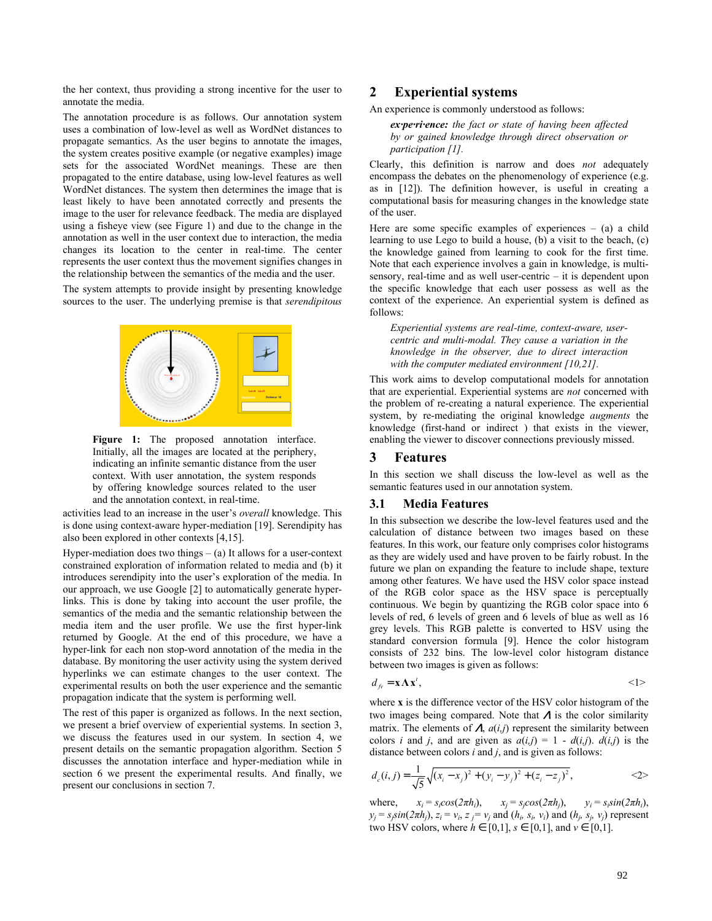the her context, thus providing a strong incentive for the user to annotate the media.

The annotation procedure is as follows. Our annotation system uses a combination of low-level as well as WordNet distances to propagate semantics. As the user begins to annotate the images, the system creates positive example (or negative examples) image sets for the associated WordNet meanings. These are then propagated to the entire database, using low-level features as well WordNet distances. The system then determines the image that is least likely to have been annotated correctly and presents the image to the user for relevance feedback. The media are displayed using a fisheye view (see Figure 1) and due to the change in the annotation as well in the user context due to interaction, the media changes its location to the center in real-time. The center represents the user context thus the movement signifies changes in the relationship between the semantics of the media and the user.

The system attempts to provide insight by presenting knowledge sources to the user. The underlying premise is that *serendipitous* activities lead to an increase in the user's *overall* knowledge. This is done using context-aware hyper-mediation [19]. Serendipity has also been explored in other contexts [4,15].

**Figure 1:** The proposed annotation interface. Initially, all the images are located at the periphery, indicating an infinite semantic distance from the user context. With user annotation, the system responds by offering knowledge sources related to the user and the annotation context, in real-time.

Hyper-mediation does two things – (a) It allows for a user-context constrained exploration of information related to media and (b) it introduces serendipity into the user's exploration of the media. In our approach, we use Google [2] to automatically generate hyper-links. This is done by taking into account the user profile, the semantics of the media and the semantic relationship between the media item and the user profile. We use the first hyper-link returned by Google. At the end of this procedure, we have a hyper-link for each non stop-word annotation of the media in the database. By monitoring the user activity using the system derived hyperlinks we can estimate changes to the user context. The experimental results on both the user experience and the semantic propagation indicate that the system is performing well.

The rest of this paper is organized as follows. In the next section, we present a brief overview of experiential systems. In section 3, we discuss the features used in our system. In section 4, we present details on the semantic propagation algorithm. Section 5 discusses the annotation interface and hyper-mediation while in section 6 we present the experimental results. And finally, we present our conclusions in section 7.

## 2 Experiential systems

An experience is commonly understood as follows:

> ***ex·pe·ri·ence:*** *the fact or state of having been affected by or gained knowledge through direct observation or participation [1].*

Clearly, this definition is narrow and does *not* adequately encompass the debates on the phenomenology of experience (e.g. as in [12]). The definition however, is useful in creating a computational basis for measuring changes in the knowledge state of the user.

Here are some specific examples of experiences – (a) a child learning to use Lego to build a house, (b) a visit to the beach, (c) the knowledge gained from learning to cook for the first time. Note that each experience involves a gain in knowledge, is multi-sensory, real-time and as well user-centric – it is dependent upon the specific knowledge that each user possess as well as the context of the experience. An experiential system is defined as follows:

> *Experiential systems are real-time, context-aware, user-centric and multi-modal. They cause a variation in the knowledge in the observer, due to direct interaction with the computer mediated environment [10,21].*

This work aims to develop computational models for annotation that are experiential. Experiential systems are *not* concerned with the problem of re-creating a natural experience. The experiential system, by re-mediating the original knowledge *augments* the knowledge (first-hand or indirect ) that exists in the viewer, enabling the viewer to discover connections previously missed.

## 3 Features

In this section we shall discuss the low-level as well as the semantic features used in our annotation system.

### 3.1 Media Features

In this subsection we describe the low-level features used and the calculation of distance between two images based on these features. In this work, our feature only comprises color histograms as they are widely used and have proven to be fairly robust. In the future we plan on expanding the feature to include shape, texture among other features. We have used the HSV color space instead of the RGB color space as the HSV space is perceptually continuous. We begin by quantizing the RGB color space into 6 levels of red, 6 levels of green and 6 levels of blue as well as 16 grey levels. This RGB palette is converted to HSV using the standard conversion formula [9]. Hence the color histogram consists of 232 bins. The low-level color histogram distance between two images is given as follows:

$$d_{fv} = \mathbf{x}\Lambda\mathbf{x}^t, \qquad \text{<1>}$$

where $\mathbf{x}$ is the difference vector of the HSV color histogram of the two images being compared. Note that $\Lambda$ is the color similarity matrix. The elements of $\Lambda$, $a(i,j)$ represent the similarity between colors $i$ and $j$, and are given as $a(i,j) = 1 - d(i,j)$. $d(i,j)$ is the distance between colors $i$ and $j$, and is given as follows:

$$d_c(i,j) = \frac{1}{\sqrt{5}}\sqrt{(x_i - x_j)^2 + (y_i - y_j)^2 + (z_i - z_j)^2}, \qquad \text{<2>}$$

where, $x_i = s_i cos(2\pi h_i)$, $x_j = s_j cos(2\pi h_j)$, $y_i = s_i sin(2\pi h_i)$, $y_j = s_j sin(2\pi h_j)$, $z_i = v_i$, $z_j = v_j$ and $(h_i, s_i, v_i)$ and $(h_j, s_j, v_j)$ represent two HSV colors, where $h \in [0,1]$, $s \in [0,1]$, and $v \in [0,1]$.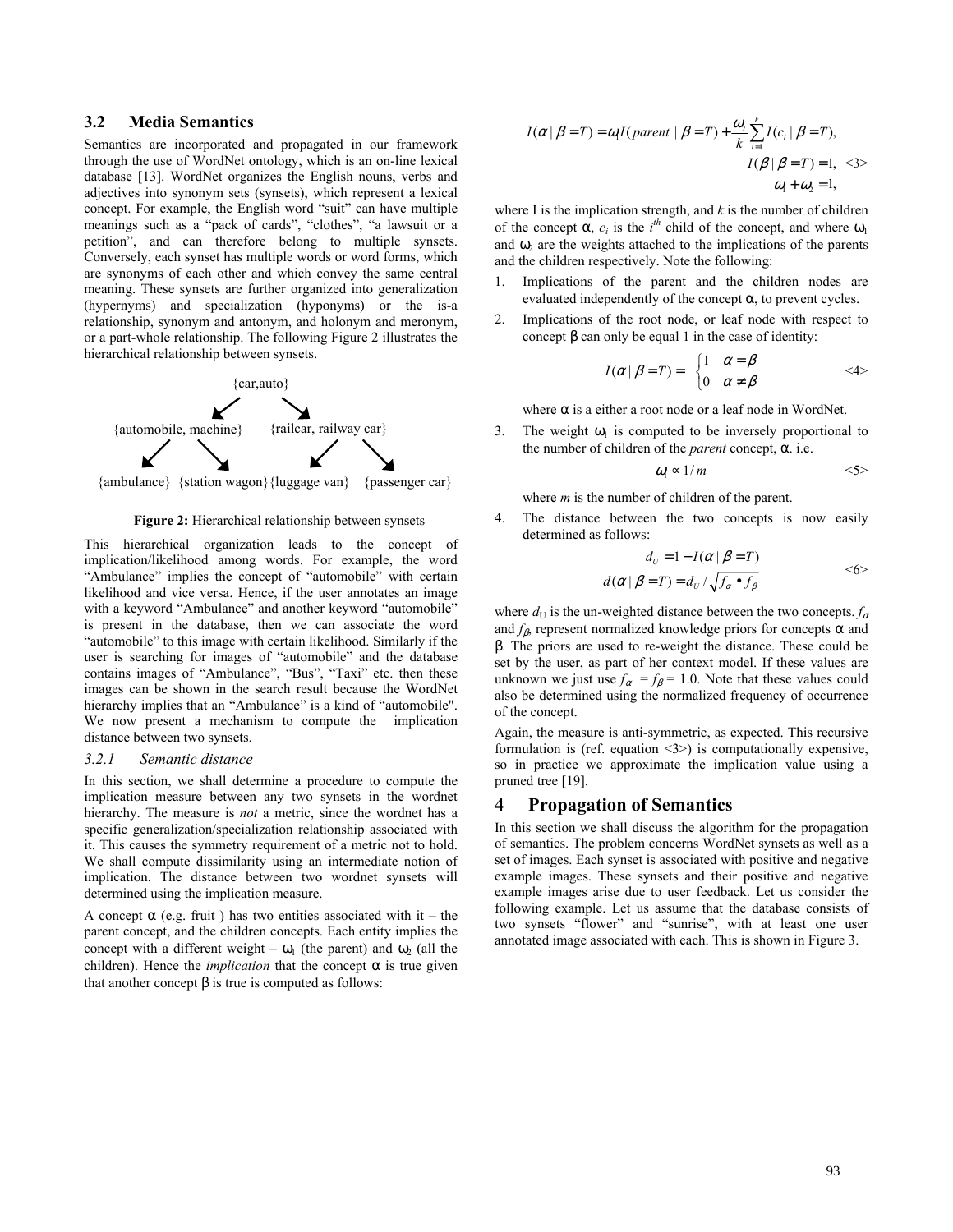## 3.2 Media Semantics

Semantics are incorporated and propagated in our framework through the use of WordNet ontology, which is an on-line lexical database [13]. WordNet organizes the English nouns, verbs and adjectives into synonym sets (synsets), which represent a lexical concept. For example, the English word "suit" can have multiple meanings such as a "pack of cards", "clothes", "a lawsuit or a petition", and can therefore belong to multiple synsets. Conversely, each synset has multiple words or word forms, which are synonyms of each other and which convey the same central meaning. These synsets are further organized into generalization (hypernyms) and specialization (hyponyms) or the is-a relationship, synonym and antonym, and holonym and meronym, or a part-whole relationship. The following Figure 2 illustrates the hierarchical relationship between synsets.

```
                         {car,auto}
                        ↙          ↘
     {automobile, machine}          {railcar, railway car}
        ↙            ↘                 ↙              ↘
{ambulance}  {station wagon}  {luggage van}     {passenger car}
```

**Figure 2:** Hierarchical relationship between synsets

This hierarchical organization leads to the concept of implication/likelihood among words. For example, the word "Ambulance" implies the concept of "automobile" with certain likelihood and vice versa. Hence, if the user annotates an image with a keyword "Ambulance" and another keyword "automobile" is present in the database, then we can associate the word "automobile" to this image with certain likelihood. Similarly if the user is searching for images of "automobile" and the database contains images of "Ambulance", "Bus", "Taxi" etc. then these images can be shown in the search result because the WordNet hierarchy implies that an "Ambulance" is a kind of "automobile". We now present a mechanism to compute the implication distance between two synsets.

### 3.2.1 Semantic distance

In this section, we shall determine a procedure to compute the implication measure between any two synsets in the wordnet hierarchy. The measure is *not* a metric, since the wordnet has a specific generalization/specialization relationship associated with it. This causes the symmetry requirement of a metric not to hold. We shall compute dissimilarity using an intermediate notion of implication. The distance between two wordnet synsets will determined using the implication measure.

A concept $\alpha$ (e.g. fruit ) has two entities associated with it – the parent concept, and the children concepts. Each entity implies the concept with a different weight – $\omega_1$ (the parent) and $\omega_2$ (all the children). Hence the *implication* that the concept $\alpha$ is true given that another concept $\beta$ is true is computed as follows:

$$
\begin{aligned}
I(\alpha \mid \beta = T) &= \omega_1 I(parent \mid \beta = T) + \frac{\omega_2}{k}\sum_{i=1}^{k} I(c_i \mid \beta = T),\\
I(\beta \mid \beta = T) &= 1, \\
\omega_1 + \omega_2 &= 1,
\end{aligned} \qquad \langle 3 \rangle
$$

where I is the implication strength, and $k$ is the number of children of the concept $\alpha$, $c_i$ is the $i^{th}$ child of the concept, and where $\omega_1$ and $\omega_2$ are the weights attached to the implications of the parents and the children respectively. Note the following:

1. Implications of the parent and the children nodes are evaluated independently of the concept $\alpha$, to prevent cycles.
2. Implications of the root node, or leaf node with respect to concept $\beta$ can only be equal 1 in the case of identity:

$$
I(\alpha \mid \beta = T) = \begin{cases} 1 & \alpha = \beta \\ 0 & \alpha \neq \beta \end{cases} \qquad \langle 4 \rangle
$$

   where $\alpha$ is a either a root node or a leaf node in WordNet.

3. The weight $\omega_1$ is computed to be inversely proportional to the number of children of the *parent* concept, $\alpha$. i.e.

$$
\omega_1 \propto 1/m \qquad \langle 5 \rangle
$$

   where $m$ is the number of children of the parent.

4. The distance between the two concepts is now easily determined as follows:

$$
\begin{aligned}
d_U &= 1 - I(\alpha \mid \beta = T) \\
d(\alpha \mid \beta = T) &= d_U / \sqrt{f_\alpha \bullet f_\beta}
\end{aligned} \qquad \langle 6 \rangle
$$

where $d_U$ is the un-weighted distance between the two concepts. $f_\alpha$ and $f_\beta$, represent normalized knowledge priors for concepts $\alpha$ and $\beta$. The priors are used to re-weight the distance. These could be set by the user, as part of her context model. If these values are unknown we just use $f_\alpha = f_\beta = 1.0$. Note that these values could also be determined using the normalized frequency of occurrence of the concept.

Again, the measure is anti-symmetric, as expected. This recursive formulation is (ref. equation <3>) is computationally expensive, so in practice we approximate the implication value using a pruned tree [19].

# 4 Propagation of Semantics

In this section we shall discuss the algorithm for the propagation of semantics. The problem concerns WordNet synsets as well as a set of images. Each synset is associated with positive and negative example images. These synsets and their positive and negative example images arise due to user feedback. Let us consider the following example. Let us assume that the database consists of two synsets "flower" and "sunrise", with at least one user annotated image associated with each. This is shown in Figure 3.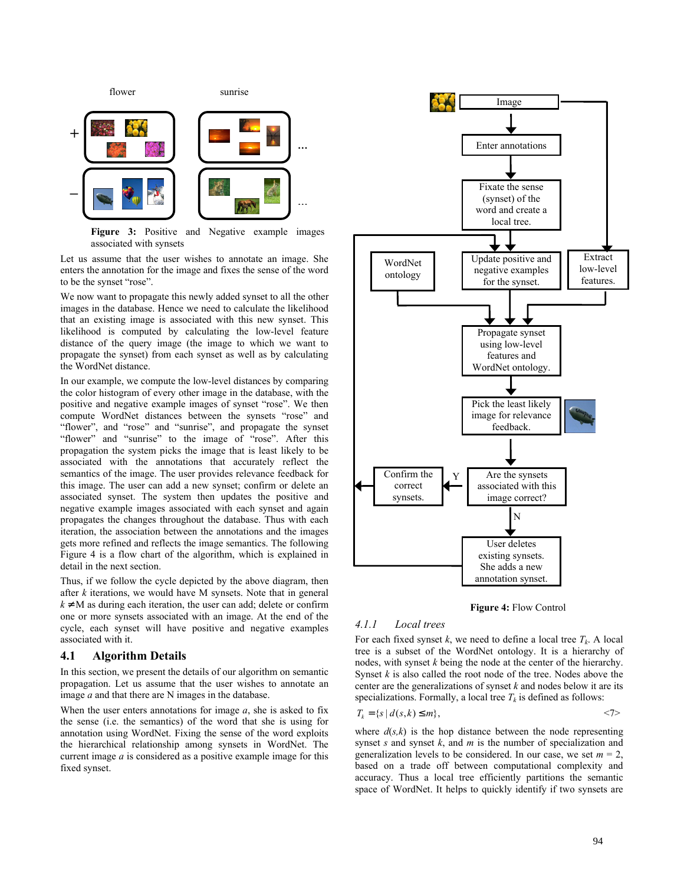flower

sunrise

+

−

...

**Figure 3:** Positive and Negative example images associated with synsets

Let us assume that the user wishes to annotate an image. She enters the annotation for the image and fixes the sense of the word to be the synset "rose".

We now want to propagate this newly added synset to all the other images in the database. Hence we need to calculate the likelihood that an existing image is associated with this new synset. This likelihood is computed by calculating the low-level feature distance of the query image (the image to which we want to propagate the synset) from each synset as well as by calculating the WordNet distance.

In our example, we compute the low-level distances by comparing the color histogram of every other image in the database, with the positive and negative example images of synset "rose". We then compute WordNet distances between the synsets "rose" and "flower", and "rose" and "sunrise", and propagate the synset "flower" and "sunrise" to the image of "rose". After this propagation the system picks the image that is least likely to be associated with the annotations that accurately reflect the semantics of the image. The user provides relevance feedback for this image. The user can add a new synset; confirm or delete an associated synset. The system then updates the positive and negative example images associated with each synset and again propagates the changes throughout the database. Thus with each iteration, the association between the annotations and the images gets more refined and reflects the image semantics. The following Figure 4 is a flow chart of the algorithm, which is explained in detail in the next section.

Thus, if we follow the cycle depicted by the above diagram, then after $k$ iterations, we would have M synsets. Note that in general $k \neq$ M as during each iteration, the user can add; delete or confirm one or more synsets associated with an image. At the end of the cycle, each synset will have positive and negative examples associated with it.

## 4.1 Algorithm Details

In this section, we present the details of our algorithm on semantic propagation. Let us assume that the user wishes to annotate an image $a$ and that there are N images in the database.

When the user enters annotations for image $a$, she is asked to fix the sense (i.e. the semantics) of the word that she is using for annotation using WordNet. Fixing the sense of the word exploits the hierarchical relationship among synsets in WordNet. The current image $a$ is considered as a positive example image for this fixed synset.

Image

Enter annotations

Fixate the sense (synset) of the word and create a local tree.

WordNet ontology

Update positive and negative examples for the synset.

Extract low-level features.

Propagate synset using low-level features and WordNet ontology.

Pick the least likely image for relevance feedback.

Confirm the correct synsets.

Y

Are the synsets associated with this image correct?

N

User deletes existing synsets. She adds a new annotation synset.

**Figure 4:** Flow Control

### 4.1.1 *Local trees*

For each fixed synset $k$, we need to define a local tree $T_k$. A local tree is a subset of the WordNet ontology. It is a hierarchy of nodes, with synset $k$ being the node at the center of the hierarchy. Synset $k$ is also called the root node of the tree. Nodes above the center are the generalizations of synset $k$ and nodes below it are its specializations. Formally, a local tree $T_k$ is defined as follows:

$$T_k = \{s \mid d(s,k) \leq m\}, \qquad <7>$$

where $d(s,k)$ is the hop distance between the node representing synset $s$ and synset $k$, and $m$ is the number of specialization and generalization levels to be considered. In our case, we set $m$ = 2, based on a trade off between computational complexity and accuracy. Thus a local tree efficiently partitions the semantic space of WordNet. It helps to quickly identify if two synsets are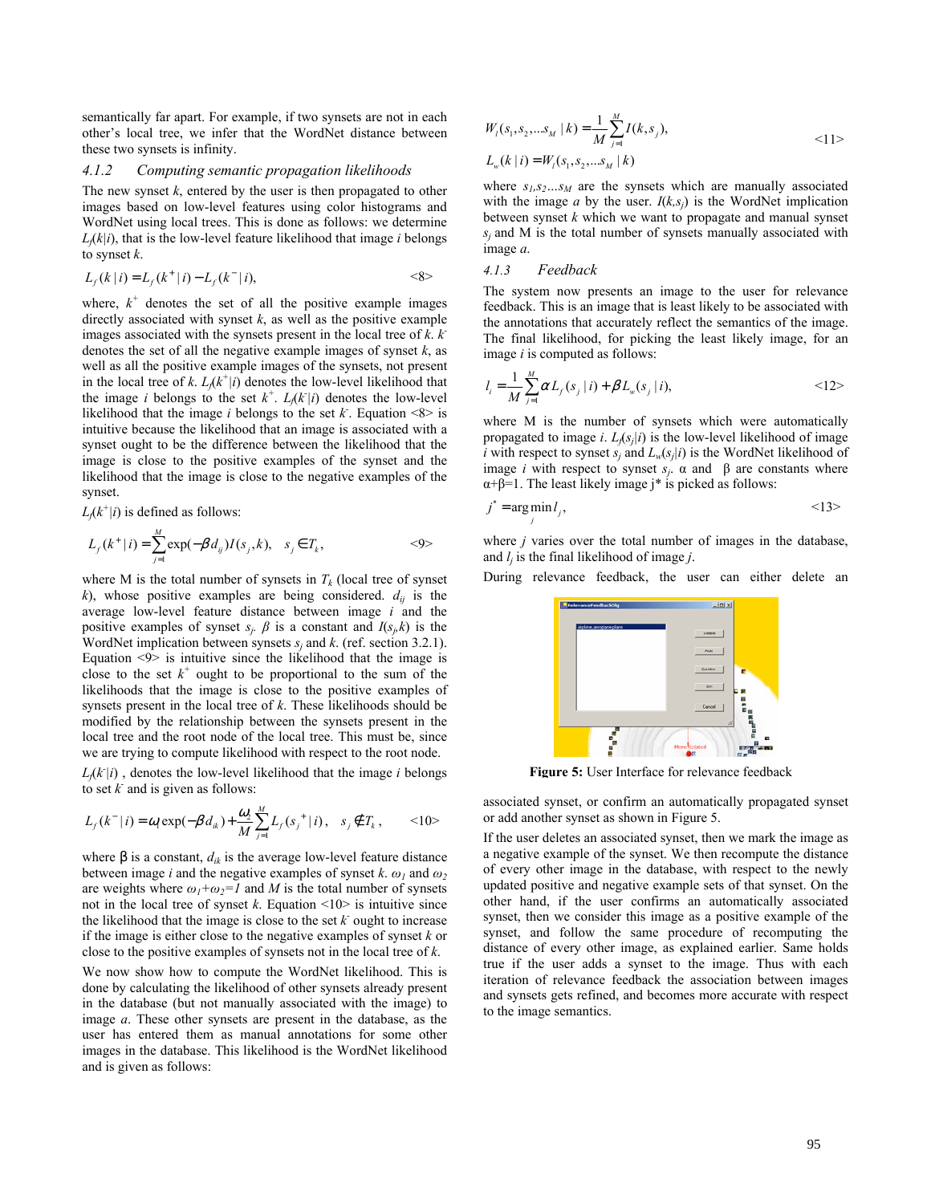semantically far apart. For example, if two synsets are not in each other's local tree, we infer that the WordNet distance between these two synsets is infinity.

#### 4.1.2 Computing semantic propagation likelihoods

The new synset $k$, entered by the user is then propagated to other images based on low-level features using color histograms and WordNet using local trees. This is done as follows: we determine $L_f(k|i)$, that is the low-level feature likelihood that image $i$ belongs to synset $k$.

$$L_f(k\,|\,i) = L_f(k^+\,|\,i) - L_f(k^-\,|\,i), \qquad \text{<8>}$$

where, $k^+$ denotes the set of all the positive example images directly associated with synset $k$, as well as the positive example images associated with the synsets present in the local tree of $k$. $k^-$ denotes the set of all the negative example images of synset $k$, as well as all the positive example images of the synsets, not present in the local tree of $k$. $L_f(k^+|i)$ denotes the low-level likelihood that the image $i$ belongs to the set $k^+$. $L_f(k^-|i)$ denotes the low-level likelihood that the image $i$ belongs to the set $k^-$. Equation <8> is intuitive because the likelihood that an image is associated with a synset ought to be the difference between the likelihood that the image is close to the positive examples of the synset and the likelihood that the image is close to the negative examples of the synset.

$L_f(k^+|i)$ is defined as follows:

$$L_f(k^+\,|\,i) = \sum_{j=1}^{M} \exp(-\beta d_{ij}) I(s_j, k), \quad s_j \in T_k, \qquad \text{<9>}$$

where M is the total number of synsets in $T_k$ (local tree of synset $k$), whose positive examples are being considered. $d_{ij}$ is the average low-level feature distance between image $i$ and the positive examples of synset $s_j$. $\beta$ is a constant and $I(s_j,k)$ is the WordNet implication between synsets $s_j$ and $k$. (ref. section 3.2.1). Equation <9> is intuitive since the likelihood that the image is close to the set $k^+$ ought to be proportional to the sum of the likelihoods that the image is close to the positive examples of synsets present in the local tree of $k$. These likelihoods should be modified by the relationship between the synsets present in the local tree and the root node of the local tree. This must be, since we are trying to compute likelihood with respect to the root node.

$L_f(k^-|i)$ , denotes the low-level likelihood that the image $i$ belongs to set $k^-$ and is given as follows:

$$L_f(k^-\,|\,i) = \omega_1 \exp(-\beta d_{ik}) + \frac{\omega_2}{M} \sum_{j=1}^{M} L_f(s_j^{\,+}\,|\,i), \quad s_j \notin T_k, \qquad \text{<10>}$$

where β is a constant, $d_{ik}$ is the average low-level feature distance between image $i$ and the negative examples of synset $k$. $\omega_1$ and $\omega_2$ are weights where $\omega_1+\omega_2=1$ and $M$ is the total number of synsets not in the local tree of synset $k$. Equation <10> is intuitive since the likelihood that the image is close to the set $k^-$ ought to increase if the image is either close to the negative examples of synset $k$ or close to the positive examples of synsets not in the local tree of $k$.

We now show how to compute the WordNet likelihood. This is done by calculating the likelihood of other synsets already present in the database (but not manually associated with the image) to image $a$. These other synsets are present in the database, as the user has entered them as manual annotations for some other images in the database. This likelihood is the WordNet likelihood and is given as follows:

$$W_l(s_1, s_2, \ldots s_M \,|\, k) = \frac{1}{M} \sum_{j=1}^{M} I(k, s_j), \qquad \text{<11>}$$
$$L_w(k\,|\,i) = W_l(s_1, s_2, \ldots s_M \,|\, k)$$

where $s_1, s_2 \ldots s_M$ are the synsets which are manually associated with the image $a$ by the user. $I(k,s_j)$ is the WordNet implication between synset $k$ which we want to propagate and manual synset $s_j$ and M is the total number of synsets manually associated with image $a$.

#### 4.1.3 Feedback

The system now presents an image to the user for relevance feedback. This is an image that is least likely to be associated with the annotations that accurately reflect the semantics of the image. The final likelihood, for picking the least likely image, for an image $i$ is computed as follows:

$$l_i = \frac{1}{M} \sum_{j=1}^{M} \alpha L_f(s_j\,|\,i) + \beta L_w(s_j\,|\,i), \qquad \text{<12>}$$

where M is the number of synsets which were automatically propagated to image $i$. $L_f(s_j|i)$ is the low-level likelihood of image $i$ with respect to synset $s_j$ and $L_w(s_j|i)$ is the WordNet likelihood of image $i$ with respect to synset $s_j$. α and β are constants where α+β=1. The least likely image j* is picked as follows:

$$j^* = \arg\min_j l_j, \qquad \text{<13>}$$

where $j$ varies over the total number of images in the database, and $l_j$ is the final likelihood of image $j$.

During relevance feedback, the user can either delete an associated synset, or confirm an automatically propagated synset or add another synset as shown in Figure 5.

**Figure 5:** User Interface for relevance feedback

If the user deletes an associated synset, then we mark the image as a negative example of the synset. We then recompute the distance of every other image in the database, with respect to the newly updated positive and negative example sets of that synset. On the other hand, if the user confirms an automatically associated synset, then we consider this image as a positive example of the synset, and follow the same procedure of recomputing the distance of every other image, as explained earlier. Same holds true if the user adds a synset to the image. Thus with each iteration of relevance feedback the association between images and synsets gets refined, and becomes more accurate with respect to the image semantics.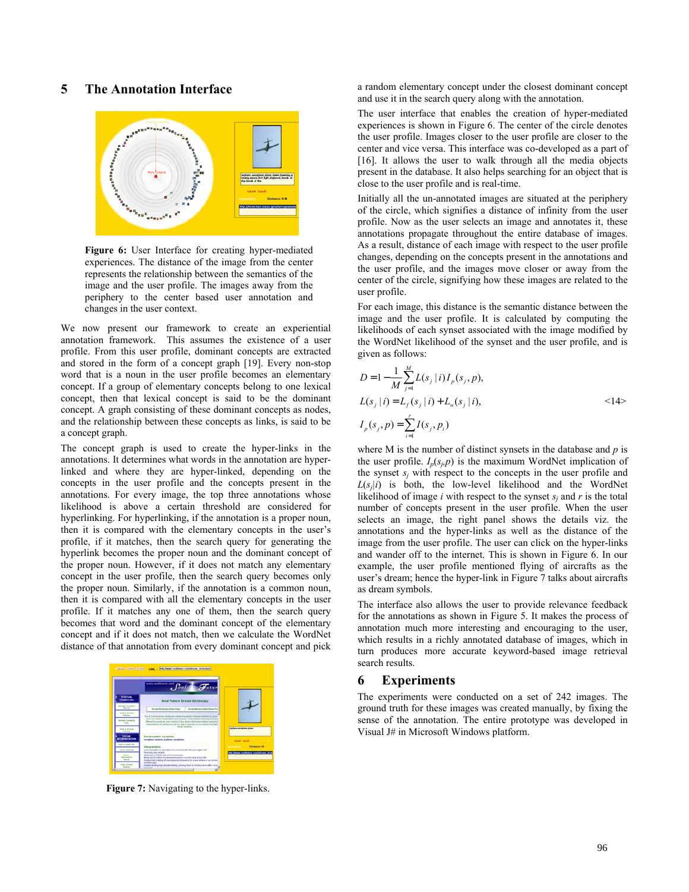## 5 The Annotation Interface

**Figure 6:** User Interface for creating hyper-mediated experiences. The distance of the image from the center represents the relationship between the semantics of the image and the user profile. The images away from the periphery to the center based user annotation and changes in the user context.

We now present our framework to create an experiential annotation framework. This assumes the existence of a user profile. From this user profile, dominant concepts are extracted and stored in the form of a concept graph [19]. Every non-stop word that is a noun in the user profile becomes an elementary concept. If a group of elementary concepts belong to one lexical concept, then that lexical concept is said to be the dominant concept. A graph consisting of these dominant concepts as nodes, and the relationship between these concepts as links, is said to be a concept graph.

The concept graph is used to create the hyper-links in the annotations. It determines what words in the annotation are hyper-linked and where they are hyper-linked, depending on the concepts in the user profile and the concepts present in the annotations. For every image, the top three annotations whose likelihood is above a certain threshold are considered for hyperlinking. For hyperlinking, if the annotation is a proper noun, then it is compared with the elementary concepts in the user's profile, if it matches, then the search query for generating the hyperlink becomes the proper noun and the dominant concept of the proper noun. However, if it does not match any elementary concept in the user profile, then the search query becomes only the proper noun. Similarly, if the annotation is a common noun, then it is compared with all the elementary concepts in the user profile. If it matches any one of them, then the search query becomes that word and the dominant concept of the elementary concept and if it does not match, then we calculate the WordNet distance of that annotation from every dominant concept and pick a random elementary concept under the closest dominant concept and use it in the search query along with the annotation.

**Figure 7:** Navigating to the hyper-links.

The user interface that enables the creation of hyper-mediated experiences is shown in Figure 6. The center of the circle denotes the user profile. Images closer to the user profile are closer to the center and vice versa. This interface was co-developed as a part of [16]. It allows the user to walk through all the media objects present in the database. It also helps searching for an object that is close to the user profile and is real-time.

Initially all the un-annotated images are situated at the periphery of the circle, which signifies a distance of infinity from the user profile. Now as the user selects an image and annotates it, these annotations propagate throughout the entire database of images. As a result, distance of each image with respect to the user profile changes, depending on the concepts present in the annotations and the user profile, and the images move closer or away from the center of the circle, signifying how these images are related to the user profile.

For each image, this distance is the semantic distance between the image and the user profile. It is calculated by computing the likelihoods of each synset associated with the image modified by the WordNet likelihood of the synset and the user profile, and is given as follows:

$$D = 1 - \frac{1}{M}\sum_{j=1}^{M} L(s_j \mid i) I_p(s_j, p),$$

$$L(s_j \mid i) = L_f(s_j \mid i) + L_w(s_j \mid i), \qquad \langle 14 \rangle$$

$$I_p(s_j, p) = \sum_{i=1}^{r} I(s_j, p_i)$$

where M is the number of distinct synsets in the database and $p$ is the user profile. $I_p(s_j,p)$ is the maximum WordNet implication of the synset $s_j$ with respect to the concepts in the user profile and $L(s_j|i)$ is both, the low-level likelihood and the WordNet likelihood of image $i$ with respect to the synset $s_j$ and $r$ is the total number of concepts present in the user profile. When the user selects an image, the right panel shows the details viz. the annotations and the hyper-links as well as the distance of the image from the user profile. The user can click on the hyper-links and wander off to the internet. This is shown in Figure 6. In our example, the user profile mentioned flying of aircrafts as the user's dream; hence the hyper-link in Figure 7 talks about aircrafts as dream symbols.

The interface also allows the user to provide relevance feedback for the annotations as shown in Figure 5. It makes the process of annotation much more interesting and encouraging to the user, which results in a richly annotated database of images, which in turn produces more accurate keyword-based image retrieval search results.

## 6 Experiments

The experiments were conducted on a set of 242 images. The ground truth for these images was created manually, by fixing the sense of the annotation. The entire prototype was developed in Visual J# in Microsoft Windows platform.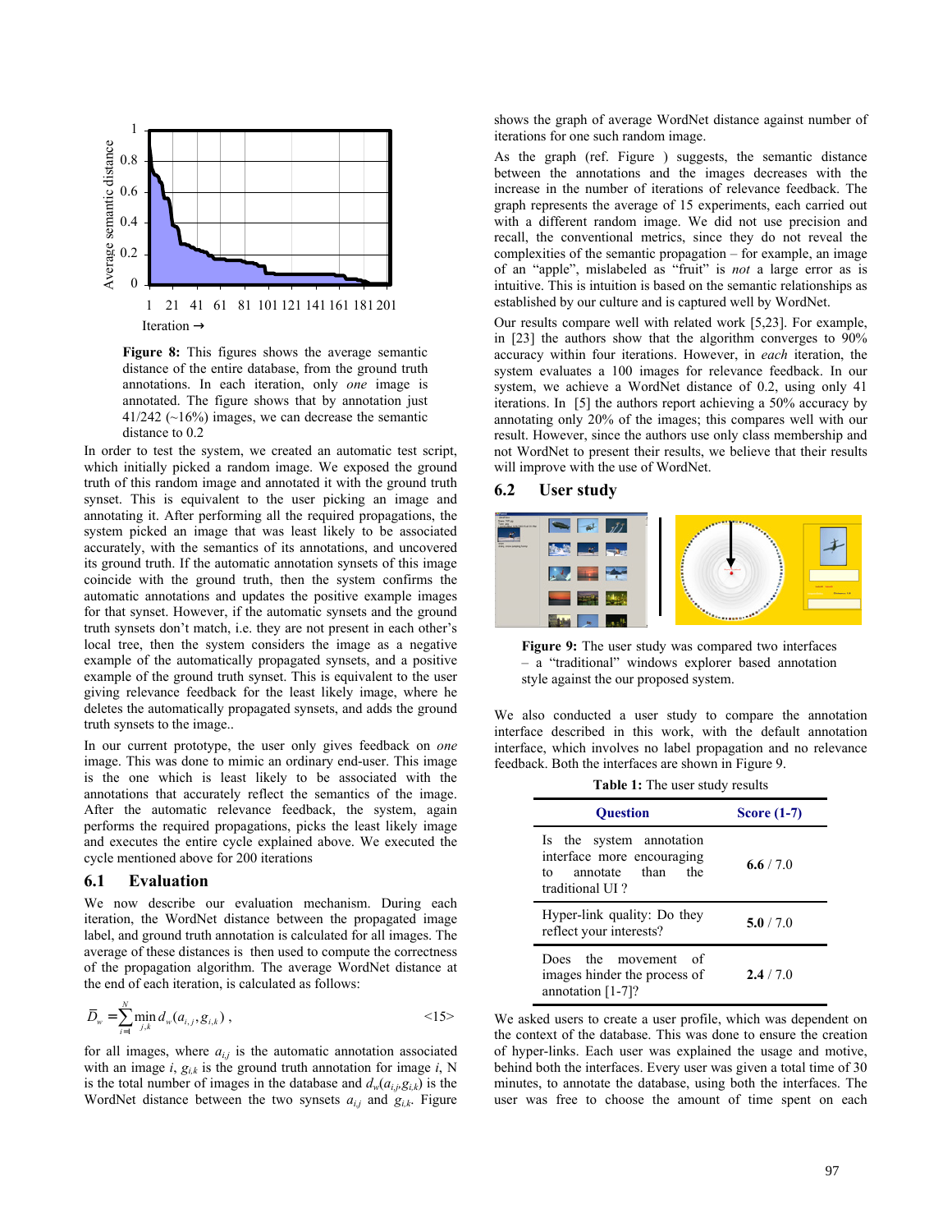1
0.8
0.6
0.4
0.2
0
1 21 41 61 81 101 121 141 161 181 201
Iteration →
Average semantic distance

**Figure 8:** This figures shows the average semantic distance of the entire database, from the ground truth annotations. In each iteration, only *one* image is annotated. The figure shows that by annotation just 41/242 (~16%) images, we can decrease the semantic distance to 0.2

In order to test the system, we created an automatic test script, which initially picked a random image. We exposed the ground truth of this random image and annotated it with the ground truth synset. This is equivalent to the user picking an image and annotating it. After performing all the required propagations, the system picked an image that was least likely to be associated accurately, with the semantics of its annotations, and uncovered its ground truth. If the automatic annotation synsets of this image coincide with the ground truth, then the system confirms the automatic annotations and updates the positive example images for that synset. However, if the automatic synsets and the ground truth synsets don't match, i.e. they are not present in each other's local tree, then the system considers the image as a negative example of the automatically propagated synsets, and a positive example of the ground truth synset. This is equivalent to the user giving relevance feedback for the least likely image, where he deletes the automatically propagated synsets, and adds the ground truth synsets to the image..

In our current prototype, the user only gives feedback on *one* image. This was done to mimic an ordinary end-user. This image is the one which is least likely to be associated with the annotations that accurately reflect the semantics of the image. After the automatic relevance feedback, the system, again performs the required propagations, picks the least likely image and executes the entire cycle explained above. We executed the cycle mentioned above for 200 iterations

## 6.1 Evaluation

We now describe our evaluation mechanism. During each iteration, the WordNet distance between the propagated image label, and ground truth annotation is calculated for all images. The average of these distances is then used to compute the correctness of the propagation algorithm. The average WordNet distance at the end of each iteration, is calculated as follows:

$$\bar{D}_w = \sum_{i=1}^{N} \min_{j,k} d_w(a_{i,j}, g_{i,k}) \;, \qquad <15>$$

for all images, where $a_{i,j}$ is the automatic annotation associated with an image $i$, $g_{i,k}$ is the ground truth annotation for image $i$, N is the total number of images in the database and $d_w(a_{i,j},g_{i,k})$ is the WordNet distance between the two synsets $a_{i,j}$ and $g_{i,k}$. Figure shows the graph of average WordNet distance against number of iterations for one such random image.

As the graph (ref. Figure ) suggests, the semantic distance between the annotations and the images decreases with the increase in the number of iterations of relevance feedback. The graph represents the average of 15 experiments, each carried out with a different random image. We did not use precision and recall, the conventional metrics, since they do not reveal the complexities of the semantic propagation – for example, an image of an "apple", mislabeled as "fruit" is *not* a large error as is intuitive. This is intuition is based on the semantic relationships as established by our culture and is captured well by WordNet.

Our results compare well with related work [5,23]. For example, in [23] the authors show that the algorithm converges to 90% accuracy within four iterations. However, in *each* iteration, the system evaluates a 100 images for relevance feedback. In our system, we achieve a WordNet distance of 0.2, using only 41 iterations. In [5] the authors report achieving a 50% accuracy by annotating only 20% of the images; this compares well with our result. However, since the authors use only class membership and not WordNet to present their results, we believe that their results will improve with the use of WordNet.

## 6.2 User study

**Figure 9:** The user study was compared two interfaces – a "traditional" windows explorer based annotation style against the our proposed system.

We also conducted a user study to compare the annotation interface described in this work, with the default annotation interface, which involves no label propagation and no relevance feedback. Both the interfaces are shown in Figure 9.

**Table 1:** The user study results

| Question | Score (1-7) |
|---|---|
| Is the system annotation interface more encouraging to annotate than the traditional UI ? | **6.6** / 7.0 |
| Hyper-link quality: Do they reflect your interests? | **5.0** / 7.0 |
| Does the movement of images hinder the process of annotation [1-7]? | **2.4** / 7.0 |

We asked users to create a user profile, which was dependent on the context of the database. This was done to ensure the creation of hyper-links. Each user was explained the usage and motive, behind both the interfaces. Every user was given a total time of 30 minutes, to annotate the database, using both the interfaces. The user was free to choose the amount of time spent on each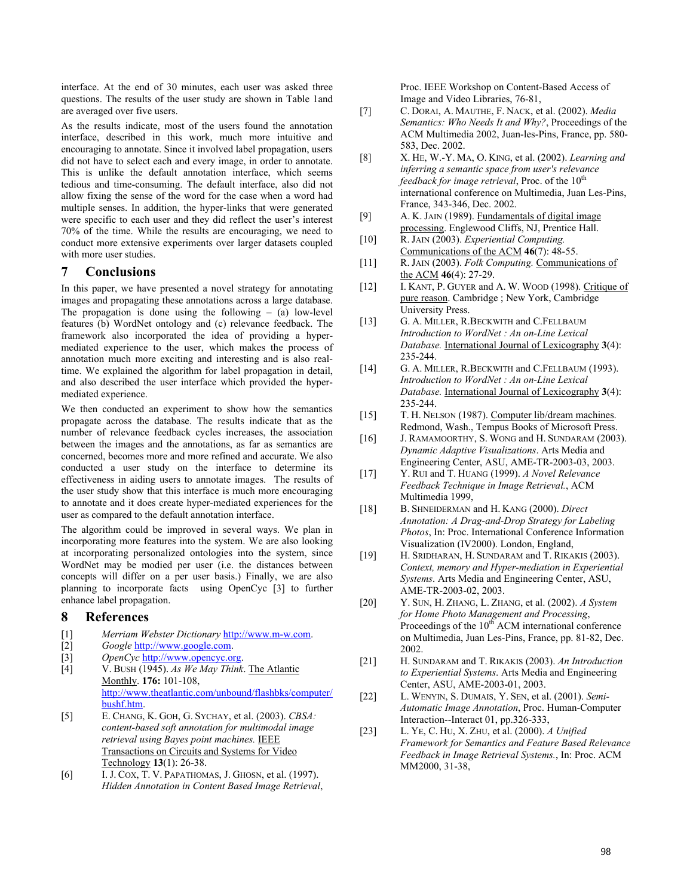interface. At the end of 30 minutes, each user was asked three questions. The results of the user study are shown in Table 1and are averaged over five users.

As the results indicate, most of the users found the annotation interface, described in this work, much more intuitive and encouraging to annotate. Since it involved label propagation, users did not have to select each and every image, in order to annotate. This is unlike the default annotation interface, which seems tedious and time-consuming. The default interface, also did not allow fixing the sense of the word for the case when a word had multiple senses. In addition, the hyper-links that were generated were specific to each user and they did reflect the user's interest 70% of the time. While the results are encouraging, we need to conduct more extensive experiments over larger datasets coupled with more user studies.

## 7 Conclusions

In this paper, we have presented a novel strategy for annotating images and propagating these annotations across a large database. The propagation is done using the following – (a) low-level features (b) WordNet ontology and (c) relevance feedback. The framework also incorporated the idea of providing a hyper-mediated experience to the user, which makes the process of annotation much more exciting and interesting and is also real-time. We explained the algorithm for label propagation in detail, and also described the user interface which provided the hyper-mediated experience.

We then conducted an experiment to show how the semantics propagate across the database. The results indicate that as the number of relevance feedback cycles increases, the association between the images and the annotations, as far as semantics are concerned, becomes more and more refined and accurate. We also conducted a user study on the interface to determine its effectiveness in aiding users to annotate images. The results of the user study show that this interface is much more encouraging to annotate and it does create hyper-mediated experiences for the user as compared to the default annotation interface.

The algorithm could be improved in several ways. We plan in incorporating more features into the system. We are also looking at incorporating personalized ontologies into the system, since WordNet may be modied per user (i.e. the distances between concepts will differ on a per user basis.) Finally, we are also planning to incorporate facts using OpenCyc [3] to further enhance label propagation.

## 8 References

[1] *Merriam Webster Dictionary* http://www.m-w.com.

[2] *Google* http://www.google.com.

[3] *OpenCyc* http://www.opencyc.org.

[4] V. BUSH (1945). *As We May Think*. The Atlantic Monthly. **176:** 101-108, http://www.theatlantic.com/unbound/flashbks/computer/bushf.htm.

[5] E. CHANG, K. GOH, G. SYCHAY, et al. (2003). *CBSA: content-based soft annotation for multimodal image retrieval using Bayes point machines.* IEEE Transactions on Circuits and Systems for Video Technology **13**(1): 26-38.

[6] I. J. COX, T. V. PAPATHOMAS, J. GHOSN, et al. (1997). *Hidden Annotation in Content Based Image Retrieval*, Proc. IEEE Workshop on Content-Based Access of Image and Video Libraries, 76-81,

[7] C. DORAI, A. MAUTHE, F. NACK, et al. (2002). *Media Semantics: Who Needs It and Why?*, Proceedings of the ACM Multimedia 2002, Juan-les-Pins, France, pp. 580-583, Dec. 2002.

[8] X. HE, W.-Y. MA, O. KING, et al. (2002). *Learning and inferring a semantic space from user's relevance feedback for image retrieval*, Proc. of the 10th international conference on Multimedia, Juan Les-Pins, France, 343-346, Dec. 2002.

[9] A. K. JAIN (1989). Fundamentals of digital image processing. Englewood Cliffs, NJ, Prentice Hall.

[10] R. JAIN (2003). *Experiential Computing.* Communications of the ACM **46**(7): 48-55.

[11] R. JAIN (2003). *Folk Computing.* Communications of the ACM **46**(4): 27-29.

[12] I. KANT, P. GUYER and A. W. WOOD (1998). Critique of pure reason. Cambridge ; New York, Cambridge University Press.

[13] G. A. MILLER, R.BECKWITH and C.FELLBAUM *Introduction to WordNet : An on-Line Lexical Database.* International Journal of Lexicography **3**(4): 235-244.

[14] G. A. MILLER, R.BECKWITH and C.FELLBAUM (1993). *Introduction to WordNet : An on-Line Lexical Database.* International Journal of Lexicography **3**(4): 235-244.

[15] T. H. NELSON (1987). Computer lib/dream machines. Redmond, Wash., Tempus Books of Microsoft Press.

[16] J. RAMAMOORTHY, S. WONG and H. SUNDARAM (2003). *Dynamic Adaptive Visualizations*. Arts Media and Engineering Center, ASU, AME-TR-2003-03, 2003.

[17] Y. RUI and T. HUANG (1999). *A Novel Relevance Feedback Technique in Image Retrieval.*, ACM Multimedia 1999,

[18] B. SHNEIDERMAN and H. KANG (2000). *Direct Annotation: A Drag-and-Drop Strategy for Labeling Photos*, In: Proc. International Conference Information Visualization (IV2000). London, England,

[19] H. SRIDHARAN, H. SUNDARAM and T. RIKAKIS (2003). *Context, memory and Hyper-mediation in Experiential Systems*. Arts Media and Engineering Center, ASU, AME-TR-2003-02, 2003.

[20] Y. SUN, H. ZHANG, L. ZHANG, et al. (2002). *A System for Home Photo Management and Processing*, Proceedings of the 10th ACM international conference on Multimedia, Juan Les-Pins, France, pp. 81-82, Dec. 2002.

[21] H. SUNDARAM and T. RIKAKIS (2003). *An Introduction to Experiential Systems*. Arts Media and Engineering Center, ASU, AME-2003-01, 2003.

[22] L. WENYIN, S. DUMAIS, Y. SEN, et al. (2001). *Semi-Automatic Image Annotation*, Proc. Human-Computer Interaction--Interact 01, pp.326-333,

[23] L. YE, C. HU, X. ZHU, et al. (2000). *A Unified Framework for Semantics and Feature Based Relevance Feedback in Image Retrieval Systems.*, In: Proc. ACM MM2000, 31-38,